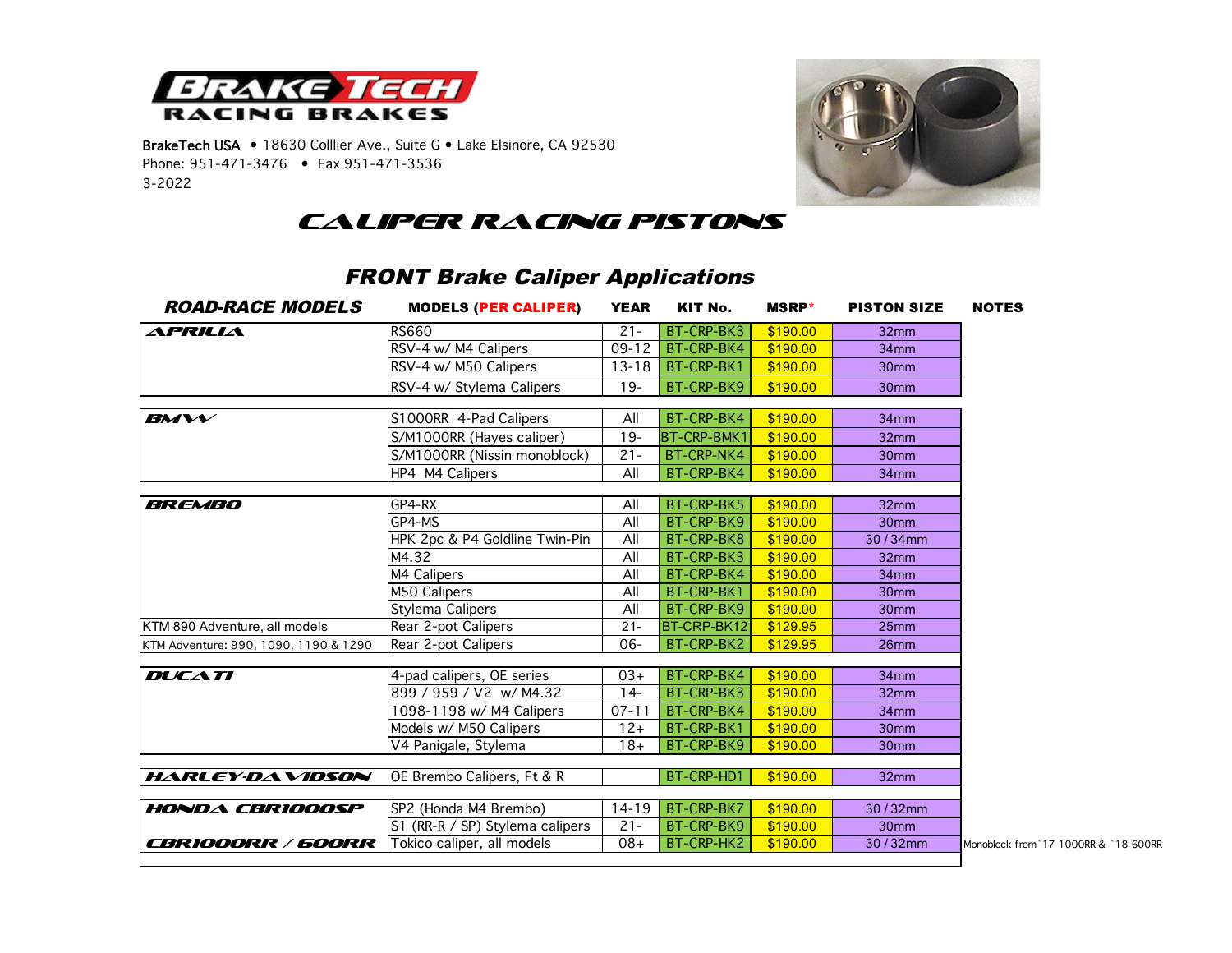# BRAKE TECH RACING BRAKES

BrakeTech USA • 18630 Colllier Ave., Suite G • Lake Elsinore, CA 92530
Phone: 951-471-3476 • Fax 951-471-3536
3-2022

## CALIPER RACING PISTONS

### FRONT Brake Caliper Applications

| ROAD-RACE MODELS | MODELS (PER CALIPER) | YEAR | KIT No. | MSRP* | PISTON SIZE | NOTES |
|---|---|---|---|---|---|---|
| APRILIA | RS660 | 21- | BT-CRP-BK3 | $190.00 | 32mm | |
| | RSV-4 w/ M4 Calipers | 09-12 | BT-CRP-BK4 | $190.00 | 34mm | |
| | RSV-4 w/ M50 Calipers | 13-18 | BT-CRP-BK1 | $190.00 | 30mm | |
| | RSV-4 w/ Stylema Calipers | 19- | BT-CRP-BK9 | $190.00 | 30mm | |
| BMW | S1000RR 4-Pad Calipers | All | BT-CRP-BK4 | $190.00 | 34mm | |
| | S/M1000RR (Hayes caliper) | 19- | BT-CRP-BMK1 | $190.00 | 32mm | |
| | S/M1000RR (Nissin monoblock) | 21- | BT-CRP-NK4 | $190.00 | 30mm | |
| | HP4 M4 Calipers | All | BT-CRP-BK4 | $190.00 | 34mm | |
| BREMBO | GP4-RX | All | BT-CRP-BK5 | $190.00 | 32mm | |
| | GP4-MS | All | BT-CRP-BK9 | $190.00 | 30mm | |
| | HPK 2pc & P4 Goldline Twin-Pin | All | BT-CRP-BK8 | $190.00 | 30 / 34mm | |
| | M4.32 | All | BT-CRP-BK3 | $190.00 | 32mm | |
| | M4 Calipers | All | BT-CRP-BK4 | $190.00 | 34mm | |
| | M50 Calipers | All | BT-CRP-BK1 | $190.00 | 30mm | |
| | Stylema Calipers | All | BT-CRP-BK9 | $190.00 | 30mm | |
| KTM 890 Adventure, all models | Rear 2-pot Calipers | 21- | BT-CRP-BK12 | $129.95 | 25mm | |
| KTM Adventure: 990, 1090, 1190 & 1290 | Rear 2-pot Calipers | 06- | BT-CRP-BK2 | $129.95 | 26mm | |
| DUCATI | 4-pad calipers, OE series | 03+ | BT-CRP-BK4 | $190.00 | 34mm | |
| | 899 / 959 / V2 w/ M4.32 | 14- | BT-CRP-BK3 | $190.00 | 32mm | |
| | 1098-1198 w/ M4 Calipers | 07-11 | BT-CRP-BK4 | $190.00 | 34mm | |
| | Models w/ M50 Calipers | 12+ | BT-CRP-BK1 | $190.00 | 30mm | |
| | V4 Panigale, Stylema | 18+ | BT-CRP-BK9 | $190.00 | 30mm | |
| HARLEY-DAVIDSON | OE Brembo Calipers, Ft & R | | BT-CRP-HD1 | $190.00 | 32mm | |
| HONDA CBR1000SP | SP2 (Honda M4 Brembo) | 14-19 | BT-CRP-BK7 | $190.00 | 30 / 32mm | |
| | S1 (RR-R / SP) Stylema calipers | 21- | BT-CRP-BK9 | $190.00 | 30mm | |
| CBR1000RR / 600RR | Tokico caliper, all models | 08+ | BT-CRP-HK2 | $190.00 | 30 / 32mm | Monoblock from `17 1000RR & `18 600RR |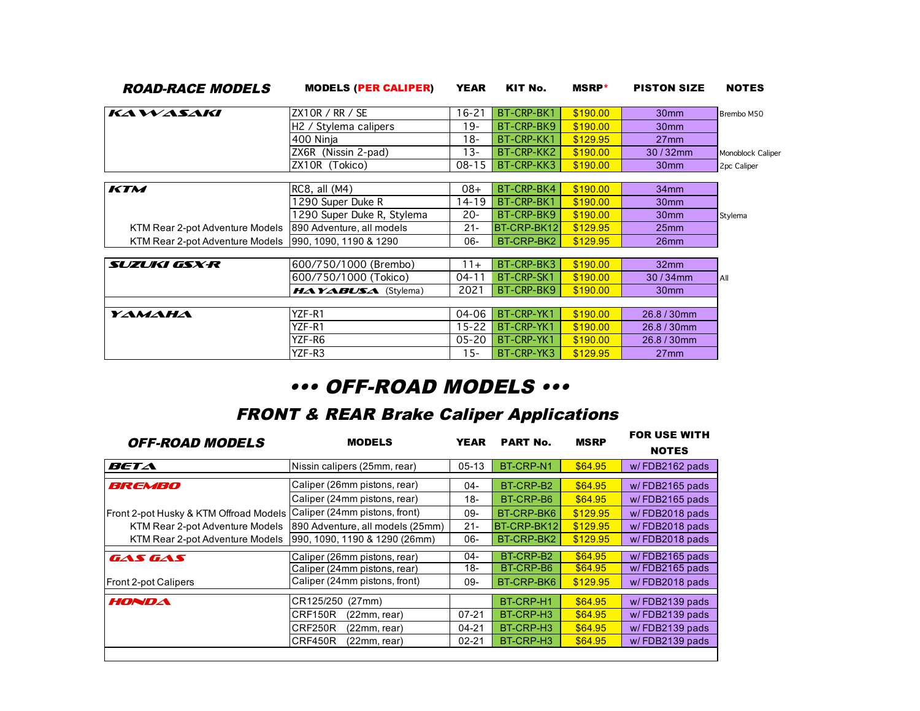| ROAD-RACE MODELS | MODELS (PER CALIPER) | YEAR | KIT No. | MSRP* | PISTON SIZE | NOTES |
|---|---|---|---|---|---|---|
| KAWASAKI | ZX10R / RR / SE | 16-21 | BT-CRP-BK1 | $190.00 | 30mm | Brembo M50 |
| | H2 / Stylema calipers | 19- | BT-CRP-BK9 | $190.00 | 30mm | |
| | 400 Ninja | 18- | BT-CRP-KK1 | $129.95 | 27mm | |
| | ZX6R (Nissin 2-pad) | 13- | BT-CRP-KK2 | $190.00 | 30 / 32mm | Monoblock Caliper |
| | ZX10R (Tokico) | 08-15 | BT-CRP-KK3 | $190.00 | 30mm | 2pc Caliper |
| KTM | RC8, all (M4) | 08+ | BT-CRP-BK4 | $190.00 | 34mm | |
| | 1290 Super Duke R | 14-19 | BT-CRP-BK1 | $190.00 | 30mm | |
| | 1290 Super Duke R, Stylema | 20- | BT-CRP-BK9 | $190.00 | 30mm | Stylema |
| KTM Rear 2-pot Adventure Models | 890 Adventure, all models | 21- | BT-CRP-BK12 | $129.95 | 25mm | |
| KTM Rear 2-pot Adventure Models | 990, 1090, 1190 & 1290 | 06- | BT-CRP-BK2 | $129.95 | 26mm | |
| SUZUKI GSX-R | 600/750/1000 (Brembo) | 11+ | BT-CRP-BK3 | $190.00 | 32mm | |
| | 600/750/1000 (Tokico) | 04-11 | BT-CRP-SK1 | $190.00 | 30 / 34mm | All |
| | HAYABUSA (Stylema) | 2021 | BT-CRP-BK9 | $190.00 | 30mm | |
| YAMAHA | YZF-R1 | 04-06 | BT-CRP-YK1 | $190.00 | 26.8 / 30mm | |
| | YZF-R1 | 15-22 | BT-CRP-YK1 | $190.00 | 26.8 / 30mm | |
| | YZF-R6 | 05-20 | BT-CRP-YK1 | $190.00 | 26.8 / 30mm | |
| | YZF-R3 | 15- | BT-CRP-YK3 | $129.95 | 27mm | |

# ••• OFF-ROAD MODELS •••

## FRONT & REAR Brake Caliper Applications

| OFF-ROAD MODELS | MODELS | YEAR | PART No. | MSRP | FOR USE WITH NOTES |
|---|---|---|---|---|---|
| BETA | Nissin calipers (25mm, rear) | 05-13 | BT-CRP-N1 | $64.95 | w/ FDB2162 pads |
| BREMBO | Caliper (26mm pistons, rear) | 04- | BT-CRP-B2 | $64.95 | w/ FDB2165 pads |
| | Caliper (24mm pistons, rear) | 18- | BT-CRP-B6 | $64.95 | w/ FDB2165 pads |
| Front 2-pot Husky & KTM Offroad Models | Caliper (24mm pistons, front) | 09- | BT-CRP-BK6 | $129.95 | w/ FDB2018 pads |
| KTM Rear 2-pot Adventure Models | 890 Adventure, all models (25mm) | 21- | BT-CRP-BK12 | $129.95 | w/ FDB2018 pads |
| KTM Rear 2-pot Adventure Models | 990, 1090, 1190 & 1290 (26mm) | 06- | BT-CRP-BK2 | $129.95 | w/ FDB2018 pads |
| GAS GAS | Caliper (26mm pistons, rear) | 04- | BT-CRP-B2 | $64.95 | w/ FDB2165 pads |
| | Caliper (24mm pistons, rear) | 18- | BT-CRP-B6 | $64.95 | w/ FDB2165 pads |
| Front 2-pot Calipers | Caliper (24mm pistons, front) | 09- | BT-CRP-BK6 | $129.95 | w/ FDB2018 pads |
| HONDA | CR125/250 (27mm) | | BT-CRP-H1 | $64.95 | w/ FDB2139 pads |
| | CRF150R (22mm, rear) | 07-21 | BT-CRP-H3 | $64.95 | w/ FDB2139 pads |
| | CRF250R (22mm, rear) | 04-21 | BT-CRP-H3 | $64.95 | w/ FDB2139 pads |
| | CRF450R (22mm, rear) | 02-21 | BT-CRP-H3 | $64.95 | w/ FDB2139 pads |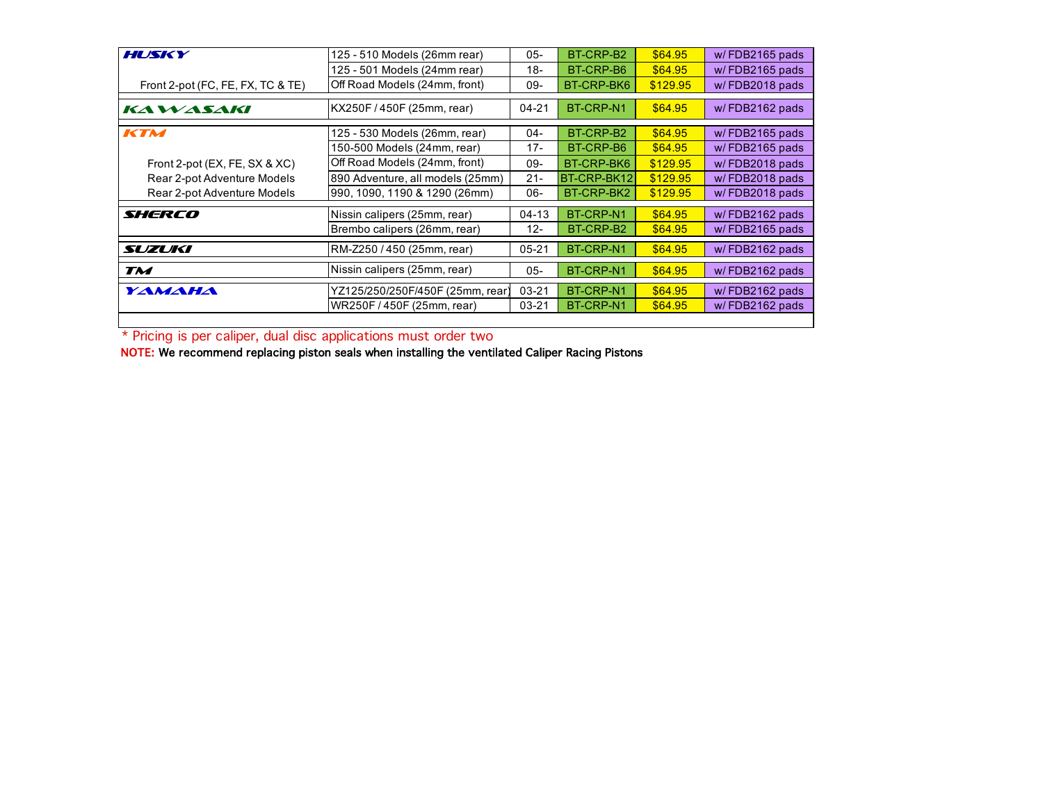| | | | | | |
|---|---|---|---|---|---|
| **HUSKY** | 125 - 510 Models (26mm rear) | 05- | BT-CRP-B2 | $64.95 | w/ FDB2165 pads |
| | 125 - 501 Models (24mm rear) | 18- | BT-CRP-B6 | $64.95 | w/ FDB2165 pads |
| Front 2-pot (FC, FE, FX, TC & TE) | Off Road Models (24mm, front) | 09- | BT-CRP-BK6 | $129.95 | w/ FDB2018 pads |
| **KAWASAKI** | KX250F / 450F (25mm, rear) | 04-21 | BT-CRP-N1 | $64.95 | w/ FDB2162 pads |
| **KTM** | 125 - 530 Models (26mm, rear) | 04- | BT-CRP-B2 | $64.95 | w/ FDB2165 pads |
| | 150-500 Models (24mm, rear) | 17- | BT-CRP-B6 | $64.95 | w/ FDB2165 pads |
| Front 2-pot (EX, FE, SX & XC) | Off Road Models (24mm, front) | 09- | BT-CRP-BK6 | $129.95 | w/ FDB2018 pads |
| Rear 2-pot Adventure Models | 890 Adventure, all models (25mm) | 21- | BT-CRP-BK12 | $129.95 | w/ FDB2018 pads |
| Rear 2-pot Adventure Models | 990, 1090, 1190 & 1290 (26mm) | 06- | BT-CRP-BK2 | $129.95 | w/ FDB2018 pads |
| **SHERCO** | Nissin calipers (25mm, rear) | 04-13 | BT-CRP-N1 | $64.95 | w/ FDB2162 pads |
| | Brembo calipers (26mm, rear) | 12- | BT-CRP-B2 | $64.95 | w/ FDB2165 pads |
| **SUZUKI** | RM-Z250 / 450 (25mm, rear) | 05-21 | BT-CRP-N1 | $64.95 | w/ FDB2162 pads |
| **TM** | Nissin calipers (25mm, rear) | 05- | BT-CRP-N1 | $64.95 | w/ FDB2162 pads |
| **YAMAHA** | YZ125/250/250F/450F (25mm, rear) | 03-21 | BT-CRP-N1 | $64.95 | w/ FDB2162 pads |
| | WR250F / 450F (25mm, rear) | 03-21 | BT-CRP-N1 | $64.95 | w/ FDB2162 pads |

* Pricing is per caliper, dual disc applications must order two

**NOTE:** **We recommend replacing piston seals when installing the ventilated Caliper Racing Pistons**